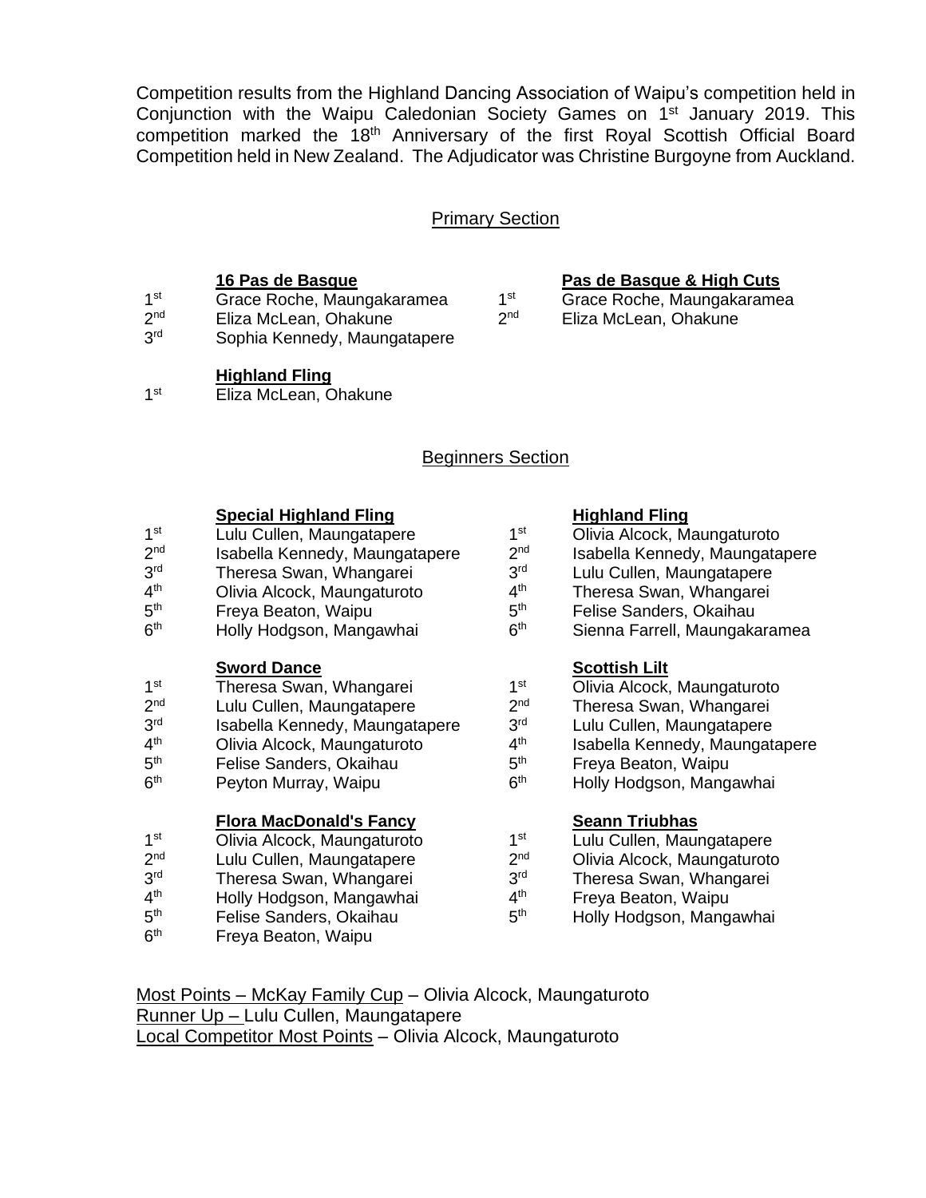Competition results from the Highland Dancing Association of Waipu's competition held in Conjunction with the Waipu Caledonian Society Games on 1st January 2019. This competition marked the 18th Anniversary of the first Royal Scottish Official Board Competition held in New Zealand. The Adjudicator was Christine Burgoyne from Auckland.

## Primary Section

**16 Pas de Basque**

1st Grace Roche, Maungakaramea
2nd Eliza McLean, Ohakune
3rd Sophia Kennedy, Maungatapere

**Pas de Basque & High Cuts**

1st Grace Roche, Maungakaramea
2nd Eliza McLean, Ohakune

**Highland Fling**

1st Eliza McLean, Ohakune

## Beginners Section

**Special Highland Fling**

1st Lulu Cullen, Maungatapere
2nd Isabella Kennedy, Maungatapere
3rd Theresa Swan, Whangarei
4th Olivia Alcock, Maungaturoto
5th Freya Beaton, Waipu
6th Holly Hodgson, Mangawhai

**Highland Fling**

1st Olivia Alcock, Maungaturoto
2nd Isabella Kennedy, Maungatapere
3rd Lulu Cullen, Maungatapere
4th Theresa Swan, Whangarei
5th Felise Sanders, Okaihau
6th Sienna Farrell, Maungakaramea

**Sword Dance**

1st Theresa Swan, Whangarei
2nd Lulu Cullen, Maungatapere
3rd Isabella Kennedy, Maungatapere
4th Olivia Alcock, Maungaturoto
5th Felise Sanders, Okaihau
6th Peyton Murray, Waipu

**Scottish Lilt**

1st Olivia Alcock, Maungaturoto
2nd Theresa Swan, Whangarei
3rd Lulu Cullen, Maungatapere
4th Isabella Kennedy, Maungatapere
5th Freya Beaton, Waipu
6th Holly Hodgson, Mangawhai

**Flora MacDonald's Fancy**

1st Olivia Alcock, Maungaturoto
2nd Lulu Cullen, Maungatapere
3rd Theresa Swan, Whangarei
4th Holly Hodgson, Mangawhai
5th Felise Sanders, Okaihau
6th Freya Beaton, Waipu

**Seann Triubhas**

1st Lulu Cullen, Maungatapere
2nd Olivia Alcock, Maungaturoto
3rd Theresa Swan, Whangarei
4th Freya Beaton, Waipu
5th Holly Hodgson, Mangawhai

Most Points – McKay Family Cup – Olivia Alcock, Maungaturoto
Runner Up – Lulu Cullen, Maungatapere
Local Competitor Most Points – Olivia Alcock, Maungaturoto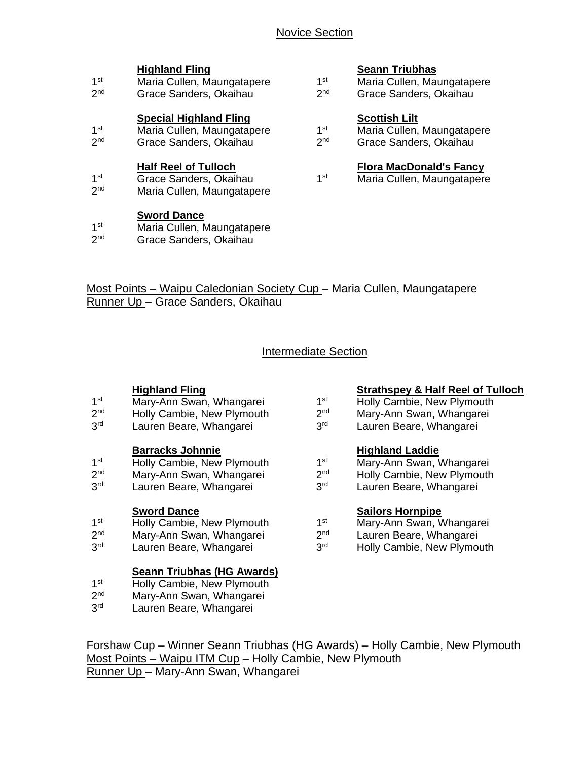## Novice Section

**Highland Fling**
1st Maria Cullen, Maungatapere
2nd Grace Sanders, Okaihau

**Special Highland Fling**
1st Maria Cullen, Maungatapere
2nd Grace Sanders, Okaihau

**Half Reel of Tulloch**
1st Grace Sanders, Okaihau
2nd Maria Cullen, Maungatapere

**Sword Dance**
1st Maria Cullen, Maungatapere
2nd Grace Sanders, Okaihau

**Seann Triubhas**
1st Maria Cullen, Maungatapere
2nd Grace Sanders, Okaihau

**Scottish Lilt**
1st Maria Cullen, Maungatapere
2nd Grace Sanders, Okaihau

**Flora MacDonald's Fancy**
1st Maria Cullen, Maungatapere

Most Points – Waipu Caledonian Society Cup – Maria Cullen, Maungatapere
Runner Up – Grace Sanders, Okaihau

## Intermediate Section

**Highland Fling**
1st Mary-Ann Swan, Whangarei
2nd Holly Cambie, New Plymouth
3rd Lauren Beare, Whangarei

**Barracks Johnnie**
1st Holly Cambie, New Plymouth
2nd Mary-Ann Swan, Whangarei
3rd Lauren Beare, Whangarei

**Sword Dance**
1st Holly Cambie, New Plymouth
2nd Mary-Ann Swan, Whangarei
3rd Lauren Beare, Whangarei

**Seann Triubhas (HG Awards)**
1st Holly Cambie, New Plymouth
2nd Mary-Ann Swan, Whangarei
3rd Lauren Beare, Whangarei

**Strathspey & Half Reel of Tulloch**
1st Holly Cambie, New Plymouth
2nd Mary-Ann Swan, Whangarei
3rd Lauren Beare, Whangarei

**Highland Laddie**
1st Mary-Ann Swan, Whangarei
2nd Holly Cambie, New Plymouth
3rd Lauren Beare, Whangarei

**Sailors Hornpipe**
1st Mary-Ann Swan, Whangarei
2nd Lauren Beare, Whangarei
3rd Holly Cambie, New Plymouth

Forshaw Cup – Winner Seann Triubhas (HG Awards) – Holly Cambie, New Plymouth
Most Points – Waipu ITM Cup – Holly Cambie, New Plymouth
Runner Up – Mary-Ann Swan, Whangarei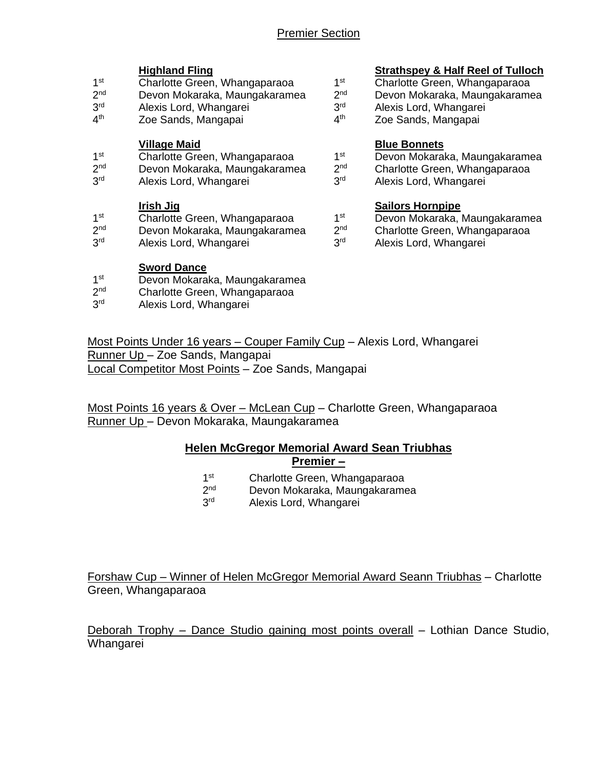## Premier Section

**Highland Fling**

- 1st Charlotte Green, Whangaparaoa
- 2nd Devon Mokaraka, Maungakaramea
- 3rd Alexis Lord, Whangarei
- 4th Zoe Sands, Mangapai

**Village Maid**

- 1st Charlotte Green, Whangaparaoa
- 2nd Devon Mokaraka, Maungakaramea
- 3rd Alexis Lord, Whangarei

**Irish Jig**

- 1st Charlotte Green, Whangaparaoa
- 2nd Devon Mokaraka, Maungakaramea
- 3rd Alexis Lord, Whangarei

**Sword Dance**

- 1st Devon Mokaraka, Maungakaramea
- 2nd Charlotte Green, Whangaparaoa
- 3rd Alexis Lord, Whangarei

**Strathspey & Half Reel of Tulloch**

- 1st Charlotte Green, Whangaparaoa
- 2nd Devon Mokaraka, Maungakaramea
- 3rd Alexis Lord, Whangarei
- 4th Zoe Sands, Mangapai

**Blue Bonnets**

- 1st Devon Mokaraka, Maungakaramea
- 2nd Charlotte Green, Whangaparaoa
- 3rd Alexis Lord, Whangarei

**Sailors Hornpipe**

- 1st Devon Mokaraka, Maungakaramea
- 2nd Charlotte Green, Whangaparaoa
- 3rd Alexis Lord, Whangarei

Most Points Under 16 years – Couper Family Cup – Alexis Lord, Whangarei
Runner Up – Zoe Sands, Mangapai
Local Competitor Most Points – Zoe Sands, Mangapai

Most Points 16 years & Over – McLean Cup – Charlotte Green, Whangaparaoa
Runner Up – Devon Mokaraka, Maungakaramea

**Helen McGregor Memorial Award Sean Triubhas**
**Premier –**

- 1st Charlotte Green, Whangaparaoa
- 2nd Devon Mokaraka, Maungakaramea
- 3rd Alexis Lord, Whangarei

Forshaw Cup – Winner of Helen McGregor Memorial Award Seann Triubhas – Charlotte Green, Whangaparaoa

Deborah Trophy – Dance Studio gaining most points overall – Lothian Dance Studio, Whangarei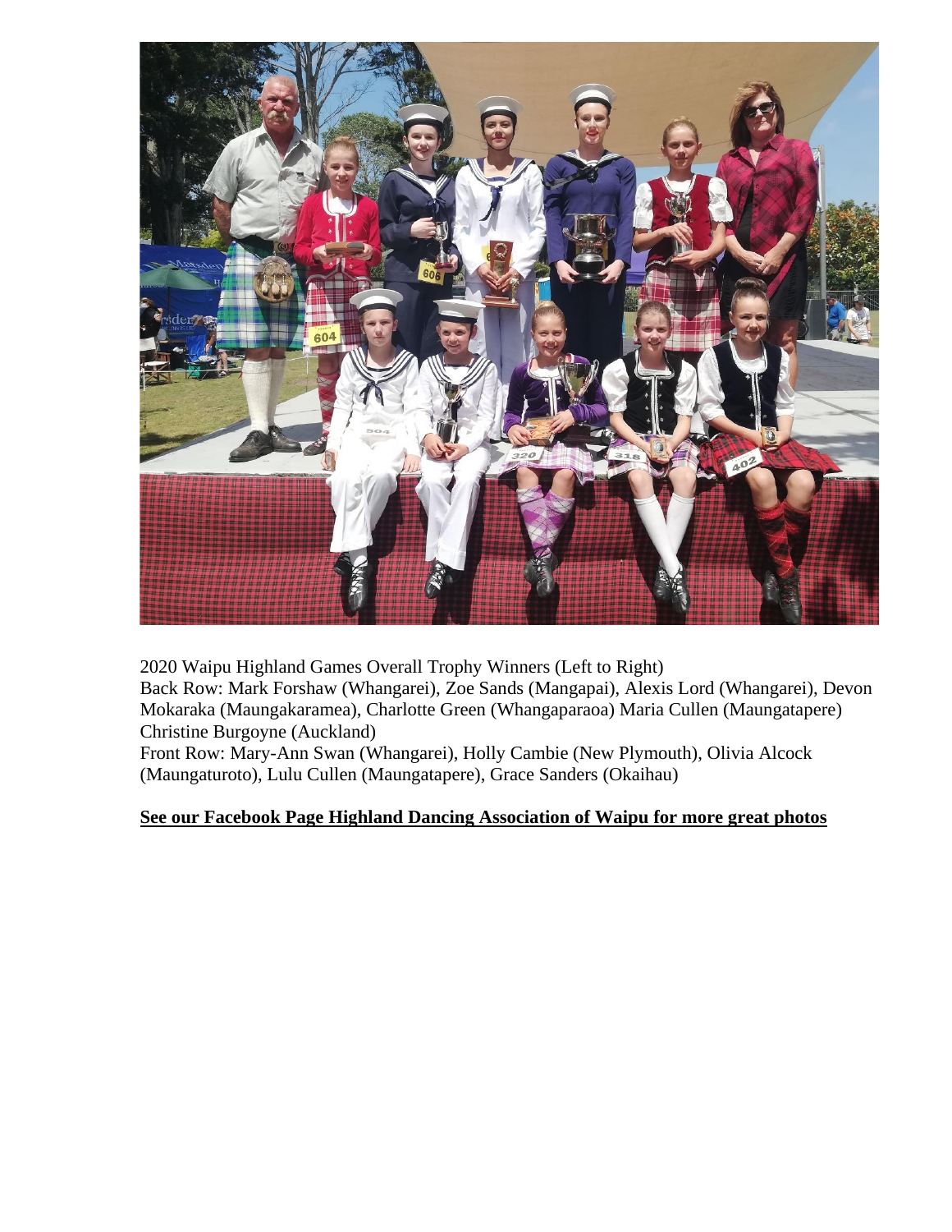2020 Waipu Highland Games Overall Trophy Winners (Left to Right)
Back Row: Mark Forshaw (Whangarei), Zoe Sands (Mangapai), Alexis Lord (Whangarei), Devon Mokaraka (Maungakaramea), Charlotte Green (Whangaparaoa) Maria Cullen (Maungatapere) Christine Burgoyne (Auckland)
Front Row: Mary-Ann Swan (Whangarei), Holly Cambie (New Plymouth), Olivia Alcock (Maungaturoto), Lulu Cullen (Maungatapere), Grace Sanders (Okaihau)

**See our Facebook Page Highland Dancing Association of Waipu for more great photos**